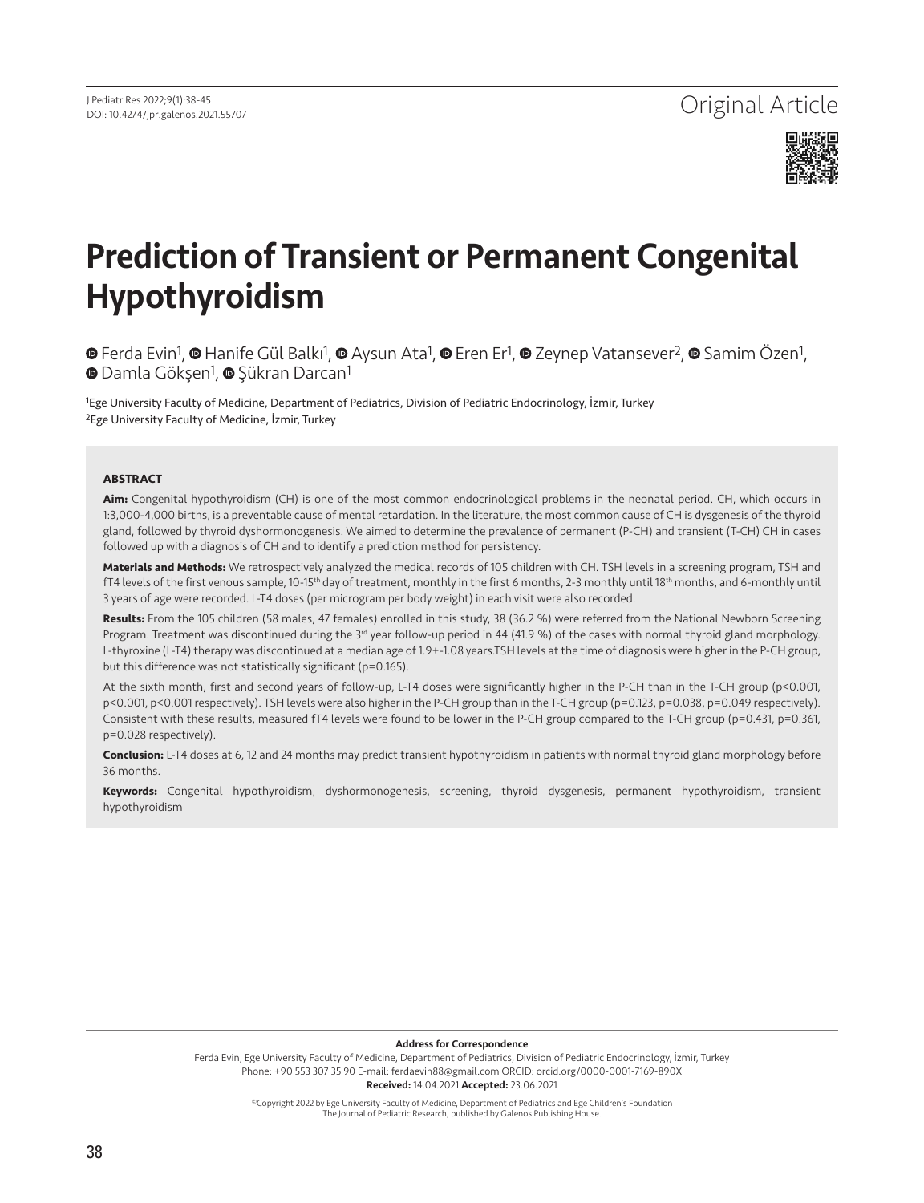Original Article

# Prediction of Transient or Permanent Congenital Hypothyroidism

Ferda Evin[1], Hanife Gül Balkı[1], Aysun Ata[1], Eren Er[1], Zeynep Vatansever[2], Samim Özen[1], Damla Gökşen[1], Şükran Darcan[1]

[1]Ege University Faculty of Medicine, Department of Pediatrics, Division of Pediatric Endocrinology, İzmir, Turkey
[2]Ege University Faculty of Medicine, İzmir, Turkey

## ABSTRACT

**Aim:** Congenital hypothyroidism (CH) is one of the most common endocrinological problems in the neonatal period. CH, which occurs in 1:3,000-4,000 births, is a preventable cause of mental retardation. In the literature, the most common cause of CH is dysgenesis of the thyroid gland, followed by thyroid dyshormonogenesis. We aimed to determine the prevalence of permanent (P-CH) and transient (T-CH) CH in cases followed up with a diagnosis of CH and to identify a prediction method for persistency.

**Materials and Methods:** We retrospectively analyzed the medical records of 105 children with CH. TSH levels in a screening program, TSH and fT4 levels of the first venous sample, 10-15$^{th}$ day of treatment, monthly in the first 6 months, 2-3 monthly until 18$^{th}$ months, and 6-monthly until 3 years of age were recorded. L-T4 doses (per microgram per body weight) in each visit were also recorded.

**Results:** From the 105 children (58 males, 47 females) enrolled in this study, 38 (36.2 %) were referred from the National Newborn Screening Program. Treatment was discontinued during the 3$^{rd}$ year follow-up period in 44 (41.9 %) of the cases with normal thyroid gland morphology. L-thyroxine (L-T4) therapy was discontinued at a median age of 1.9+-1.08 years.TSH levels at the time of diagnosis were higher in the P-CH group, but this difference was not statistically significant (p=0.165).

At the sixth month, first and second years of follow-up, L-T4 doses were significantly higher in the P-CH than in the T-CH group (p<0.001, p<0.001, p<0.001 respectively). TSH levels were also higher in the P-CH group than in the T-CH group (p=0.123, p=0.038, p=0.049 respectively). Consistent with these results, measured fT4 levels were found to be lower in the P-CH group compared to the T-CH group (p=0.431, p=0.361, p=0.028 respectively).

**Conclusion:** L-T4 doses at 6, 12 and 24 months may predict transient hypothyroidism in patients with normal thyroid gland morphology before 36 months.

**Keywords:** Congenital hypothyroidism, dyshormonogenesis, screening, thyroid dysgenesis, permanent hypothyroidism, transient hypothyroidism

**Address for Correspondence**
Ferda Evin, Ege University Faculty of Medicine, Department of Pediatrics, Division of Pediatric Endocrinology, İzmir, Turkey
Phone: +90 553 307 35 90 E-mail: ferdaevin88@gmail.com ORCID: orcid.org/0000-0001-7169-890X
**Received:** 14.04.2021 **Accepted:** 23.06.2021

©Copyright 2022 by Ege University Faculty of Medicine, Department of Pediatrics and Ege Children's Foundation
The Journal of Pediatric Research, published by Galenos Publishing House.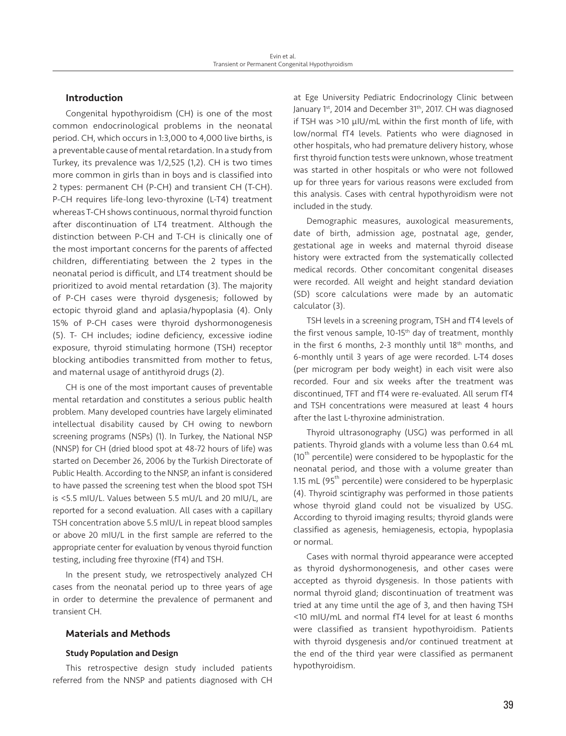## Introduction

Congenital hypothyroidism (CH) is one of the most common endocrinological problems in the neonatal period. CH, which occurs in 1:3,000 to 4,000 live births, is a preventable cause of mental retardation. In a study from Turkey, its prevalence was 1/2,525 (1,2). CH is two times more common in girls than in boys and is classified into 2 types: permanent CH (P-CH) and transient CH (T-CH). P-CH requires life-long levo-thyroxine (L-T4) treatment whereas T-CH shows continuous, normal thyroid function after discontinuation of LT4 treatment. Although the distinction between P-CH and T-CH is clinically one of the most important concerns for the parents of affected children, differentiating between the 2 types in the neonatal period is difficult, and LT4 treatment should be prioritized to avoid mental retardation (3). The majority of P-CH cases were thyroid dysgenesis; followed by ectopic thyroid gland and aplasia/hypoplasia (4). Only 15% of P-CH cases were thyroid dyshormonogenesis (5). T- CH includes; iodine deficiency, excessive iodine exposure, thyroid stimulating hormone (TSH) receptor blocking antibodies transmitted from mother to fetus, and maternal usage of antithyroid drugs (2).

CH is one of the most important causes of preventable mental retardation and constitutes a serious public health problem. Many developed countries have largely eliminated intellectual disability caused by CH owing to newborn screening programs (NSPs) (1). In Turkey, the National NSP (NNSP) for CH (dried blood spot at 48-72 hours of life) was started on December 26, 2006 by the Turkish Directorate of Public Health. According to the NNSP, an infant is considered to have passed the screening test when the blood spot TSH is <5.5 mIU/L. Values between 5.5 mU/L and 20 mIU/L, are reported for a second evaluation. All cases with a capillary TSH concentration above 5.5 mIU/L in repeat blood samples or above 20 mIU/L in the first sample are referred to the appropriate center for evaluation by venous thyroid function testing, including free thyroxine (fT4) and TSH.

In the present study, we retrospectively analyzed CH cases from the neonatal period up to three years of age in order to determine the prevalence of permanent and transient CH.

## Materials and Methods

### Study Population and Design

This retrospective design study included patients referred from the NNSP and patients diagnosed with CH at Ege University Pediatric Endocrinology Clinic between January 1st, 2014 and December 31th, 2017. CH was diagnosed if TSH was >10 µIU/mL within the first month of life, with low/normal fT4 levels. Patients who were diagnosed in other hospitals, who had premature delivery history, whose first thyroid function tests were unknown, whose treatment was started in other hospitals or who were not followed up for three years for various reasons were excluded from this analysis. Cases with central hypothyroidism were not included in the study.

Demographic measures, auxological measurements, date of birth, admission age, postnatal age, gender, gestational age in weeks and maternal thyroid disease history were extracted from the systematically collected medical records. Other concomitant congenital diseases were recorded. All weight and height standard deviation (SD) score calculations were made by an automatic calculator (3).

TSH levels in a screening program, TSH and fT4 levels of the first venous sample, 10-15th day of treatment, monthly in the first 6 months, 2-3 monthly until 18th months, and 6-monthly until 3 years of age were recorded. L-T4 doses (per microgram per body weight) in each visit were also recorded. Four and six weeks after the treatment was discontinued, TFT and fT4 were re-evaluated. All serum fT4 and TSH concentrations were measured at least 4 hours after the last L-thyroxine administration.

Thyroid ultrasonography (USG) was performed in all patients. Thyroid glands with a volume less than 0.64 mL (10th percentile) were considered to be hypoplastic for the neonatal period, and those with a volume greater than 1.15 mL (95th percentile) were considered to be hyperplasic (4). Thyroid scintigraphy was performed in those patients whose thyroid gland could not be visualized by USG. According to thyroid imaging results; thyroid glands were classified as agenesis, hemiagenesis, ectopia, hypoplasia or normal.

Cases with normal thyroid appearance were accepted as thyroid dyshormonogenesis, and other cases were accepted as thyroid dysgenesis. In those patients with normal thyroid gland; discontinuation of treatment was tried at any time until the age of 3, and then having TSH <10 mIU/mL and normal fT4 level for at least 6 months were classified as transient hypothyroidism. Patients with thyroid dysgenesis and/or continued treatment at the end of the third year were classified as permanent hypothyroidism.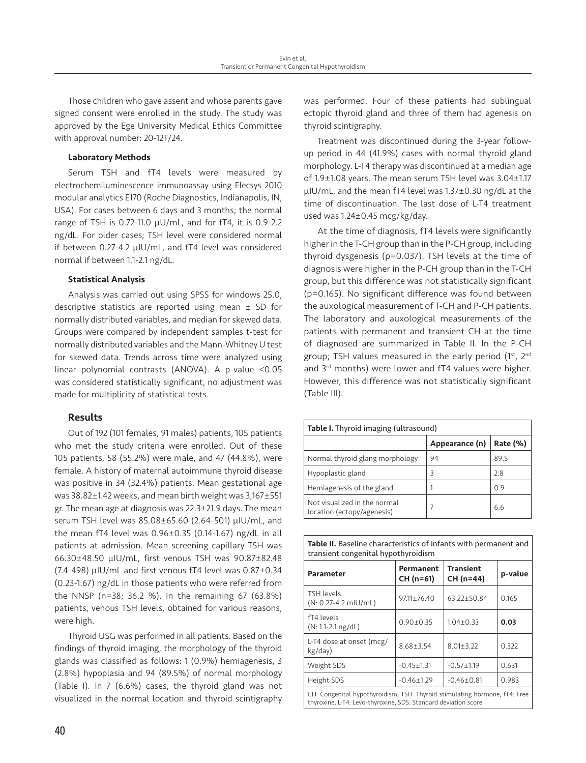Those children who gave assent and whose parents gave signed consent were enrolled in the study. The study was approved by the Ege University Medical Ethics Committee with approval number: 20-12T/24.

#### Laboratory Methods

Serum TSH and fT4 levels were measured by electrochemiluminescence immunoassay using Elecsys 2010 modular analytics E170 (Roche Diagnostics, Indianapolis, IN, USA). For cases between 6 days and 3 months; the normal range of TSH is 0.72-11.0 µU/mL, and for fT4, it is 0.9-2.2 ng/dL. For older cases; TSH level were considered normal if between 0.27-4.2 µIU/mL, and fT4 level was considered normal if between 1.1-2.1 ng/dL.

#### Statistical Analysis

Analysis was carried out using SPSS for windows 25.0, descriptive statistics are reported using mean ± SD for normally distributed variables, and median for skewed data. Groups were compared by independent samples t-test for normally distributed variables and the Mann-Whitney U test for skewed data. Trends across time were analyzed using linear polynomial contrasts (ANOVA). A p-value <0.05 was considered statistically significant, no adjustment was made for multiplicity of statistical tests.

## Results

Out of 192 (101 females, 91 males) patients, 105 patients who met the study criteria were enrolled. Out of these 105 patients, 58 (55.2%) were male, and 47 (44.8%), were female. A history of maternal autoimmune thyroid disease was positive in 34 (32.4%) patients. Mean gestational age was 38.82±1.42 weeks, and mean birth weight was 3,167±551 gr. The mean age at diagnosis was 22.3±21.9 days. The mean serum TSH level was 85.08±65.60 (2.64-501) µIU/mL, and the mean fT4 level was 0.96±0.35 (0.14-1.67) ng/dL in all patients at admission. Mean screening capillary TSH was 66.30±48.50 µIU/mL, first venous TSH was 90.87±82.48 (7.4-498) µIU/mL and first venous fT4 level was 0.87±0.34 (0.23-1.67) ng/dL in those patients who were referred from the NNSP (n=38; 36.2 %). In the remaining 67 (63.8%) patients, venous TSH levels, obtained for various reasons, were high.

Thyroid USG was performed in all patients. Based on the findings of thyroid imaging, the morphology of the thyroid glands was classified as follows: 1 (0.9%) hemiagenesis, 3 (2.8%) hypoplasia and 94 (89.5%) of normal morphology (Table I). In 7 (6.6%) cases, the thyroid gland was not visualized in the normal location and thyroid scintigraphy was performed. Four of these patients had sublingual ectopic thyroid gland and three of them had agenesis on thyroid scintigraphy.

Treatment was discontinued during the 3-year follow-up period in 44 (41.9%) cases with normal thyroid gland morphology. L-T4 therapy was discontinued at a median age of 1.9±1.08 years. The mean serum TSH level was 3.04±1.17 µIU/mL, and the mean fT4 level was 1.37±0.30 ng/dL at the time of discontinuation. The last dose of L-T4 treatment used was 1.24±0.45 mcg/kg/day.

At the time of diagnosis, fT4 levels were significantly higher in the T-CH group than in the P-CH group, including thyroid dysgenesis (p=0.037). TSH levels at the time of diagnosis were higher in the P-CH group than in the T-CH group, but this difference was not statistically significant (p=0.165). No significant difference was found between the auxological measurement of T-CH and P-CH patients. The laboratory and auxological measurements of the patients with permanent and transient CH at the time of diagnosed are summarized in Table II. In the P-CH group; TSH values measured in the early period (1st, 2nd and 3rd months) were lower and fT4 values were higher. However, this difference was not statistically significant (Table III).

**Table I.** Thyroid imaging (ultrasound)

| | Appearance (n) | Rate (%) |
|---|---|---|
| Normal thyroid glang morphology | 94 | 89.5 |
| Hypoplastic gland | 3 | 2.8 |
| Hemiagenesis of the gland | 1 | 0.9 |
| Not visualized in the normal location (ectopy/agenesis) | 7 | 6.6 |

**Table II.** Baseline characteristics of infants with permanent and transient congenital hypothyroidism

| Parameter | Permanent CH (n=61) | Transient CH (n=44) | p-value |
|---|---|---|---|
| TSH levels (N: 0.27-4.2 mIU/mL) | 97.11±76.40 | 63.22±50.84 | 0.165 |
| fT4 levels (N: 1.1-2.1 ng/dL) | 0.90±0.35 | 1.04±0.33 | **0.03** |
| L-T4 dose at onset (mcg/kg/day) | 8.68±3.54 | 8.01±3.22 | 0.322 |
| Weight SDS | -0.45±1.31 | -0.57±1.19 | 0.631 |
| Height SDS | -0.46±1.29 | -0.46±0.81 | 0.983 |

CH: Congenital hypothyroidism, TSH: Thyroid stimulating hormone, fT4: Free thyroxine, L-T4: Levo-thyroxine, SDS: Standard deviation score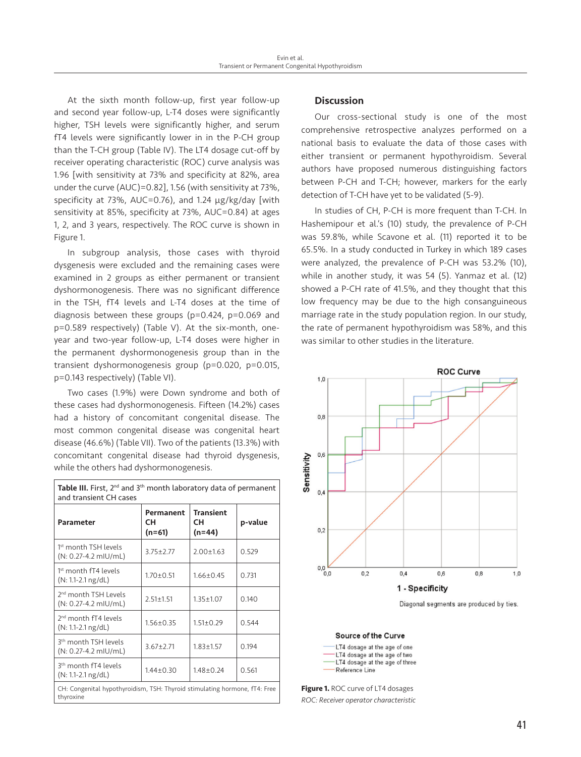At the sixth month follow-up, first year follow-up and second year follow-up, L-T4 doses were significantly higher, TSH levels were significantly higher, and serum fT4 levels were significantly lower in in the P-CH group than the T-CH group (Table IV). The LT4 dosage cut-off by receiver operating characteristic (ROC) curve analysis was 1.96 [with sensitivity at 73% and specificity at 82%, area under the curve (AUC)=0.82], 1.56 (with sensitivity at 73%, specificity at 73%, AUC=0.76), and 1.24 µg/kg/day [with sensitivity at 85%, specificity at 73%, AUC=0.84) at ages 1, 2, and 3 years, respectively. The ROC curve is shown in Figure 1.

In subgroup analysis, those cases with thyroid dysgenesis were excluded and the remaining cases were examined in 2 groups as either permanent or transient dyshormonogenesis. There was no significant difference in the TSH, fT4 levels and L-T4 doses at the time of diagnosis between these groups (p=0.424, p=0.069 and p=0.589 respectively) (Table V). At the six-month, one-year and two-year follow-up, L-T4 doses were higher in the permanent dyshormonogenesis group than in the transient dyshormonogenesis group (p=0.020, p=0.015, p=0.143 respectively) (Table VI).

Two cases (1.9%) were Down syndrome and both of these cases had dyshormonogenesis. Fifteen (14.2%) cases had a history of concomitant congenital disease. The most common congenital disease was congenital heart disease (46.6%) (Table VII). Two of the patients (13.3%) with concomitant congenital disease had thyroid dysgenesis, while the others had dyshormonogenesis.

**Table III.** First, 2nd and 3rd month laboratory data of permanent and transient CH cases

| Parameter | Permanent CH (n=61) | Transient CH (n=44) | p-value |
|---|---|---|---|
| 1st month TSH levels (N: 0.27-4.2 mIU/mL) | 3.75±2.77 | 2.00±1.63 | 0.529 |
| 1st month fT4 levels (N: 1.1-2.1 ng/dL) | 1.70±0.51 | 1.66±0.45 | 0.731 |
| 2nd month TSH Levels (N: 0.27-4.2 mIU/mL) | 2.51±1.51 | 1.35±1.07 | 0.140 |
| 2nd month fT4 levels (N: 1.1-2.1 ng/dL) | 1.56±0.35 | 1.51±0.29 | 0.544 |
| 3th month TSH levels (N: 0.27-4.2 mIU/mL) | 3.67±2.71 | 1.83±1.57 | 0.194 |
| 3th month fT4 levels (N: 1.1-2.1 ng/dL) | 1.44±0.30 | 1.48±0.24 | 0.561 |

CH: Congenital hypothyroidism, TSH: Thyroid stimulating hormone, fT4: Free thyroxine

## Discussion

Our cross-sectional study is one of the most comprehensive retrospective analyzes performed on a national basis to evaluate the data of those cases with either transient or permanent hypothyroidism. Several authors have proposed numerous distinguishing factors between P-CH and T-CH; however, markers for the early detection of T-CH have yet to be validated (5-9).

In studies of CH, P-CH is more frequent than T-CH. In Hashemipour et al.'s (10) study, the prevalence of P-CH was 59.8%, while Scavone et al. (11) reported it to be 65.5%. In a study conducted in Turkey in which 189 cases were analyzed, the prevalence of P-CH was 53.2% (10), while in another study, it was 54 (5). Yanmaz et al. (12) showed a P-CH rate of 41.5%, and they thought that this low frequency may be due to the high consanguineous marriage rate in the study population region. In our study, the rate of permanent hypothyroidism was 58%, and this was similar to other studies in the literature.

**Figure 1.** ROC curve of LT4 dosages

*ROC: Receiver operator characteristic*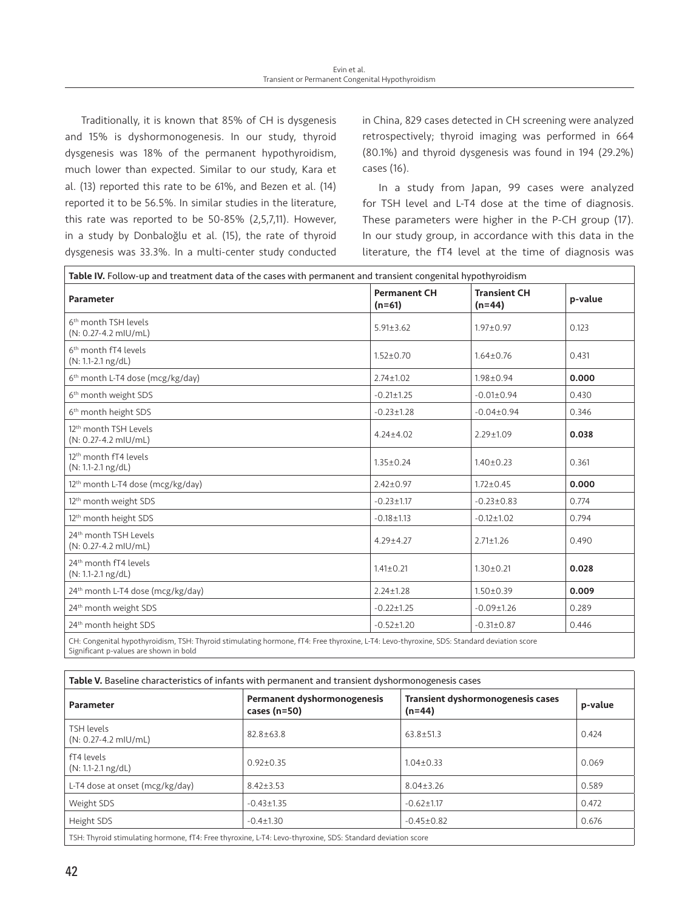Traditionally, it is known that 85% of CH is dysgenesis and 15% is dyshormonogenesis. In our study, thyroid dysgenesis was 18% of the permanent hypothyroidism, much lower than expected. Similar to our study, Kara et al. (13) reported this rate to be 61%, and Bezen et al. (14) reported it to be 56.5%. In similar studies in the literature, this rate was reported to be 50-85% (2,5,7,11). However, in a study by Donbaloğlu et al. (15), the rate of thyroid dysgenesis was 33.3%. In a multi-center study conducted in China, 829 cases detected in CH screening were analyzed retrospectively; thyroid imaging was performed in 664 (80.1%) and thyroid dysgenesis was found in 194 (29.2%) cases (16).

In a study from Japan, 99 cases were analyzed for TSH level and L-T4 dose at the time of diagnosis. These parameters were higher in the P-CH group (17). In our study group, in accordance with this data in the literature, the fT4 level at the time of diagnosis was

**Table IV.** Follow-up and treatment data of the cases with permanent and transient congenital hypothyroidism

| Parameter | Permanent CH (n=61) | Transient CH (n=44) | p-value |
|---|---|---|---|
| 6th month TSH levels (N: 0.27-4.2 mIU/mL) | 5.91±3.62 | 1.97±0.97 | 0.123 |
| 6th month fT4 levels (N: 1.1-2.1 ng/dL) | 1.52±0.70 | 1.64±0.76 | 0.431 |
| 6th month L-T4 dose (mcg/kg/day) | 2.74±1.02 | 1.98±0.94 | **0.000** |
| 6th month weight SDS | -0.21±1.25 | -0.01±0.94 | 0.430 |
| 6th month height SDS | -0.23±1.28 | -0.04±0.94 | 0.346 |
| 12th month TSH Levels (N: 0.27-4.2 mIU/mL) | 4.24±4.02 | 2.29±1.09 | **0.038** |
| 12th month fT4 levels (N: 1.1-2.1 ng/dL) | 1.35±0.24 | 1.40±0.23 | 0.361 |
| 12th month L-T4 dose (mcg/kg/day) | 2.42±0.97 | 1.72±0.45 | **0.000** |
| 12th month weight SDS | -0.23±1.17 | -0.23±0.83 | 0.774 |
| 12th month height SDS | -0.18±1.13 | -0.12±1.02 | 0.794 |
| 24th month TSH Levels (N: 0.27-4.2 mIU/mL) | 4.29±4.27 | 2.71±1.26 | 0.490 |
| 24th month fT4 levels (N: 1.1-2.1 ng/dL) | 1.41±0.21 | 1.30±0.21 | **0.028** |
| 24th month L-T4 dose (mcg/kg/day) | 2.24±1.28 | 1.50±0.39 | **0.009** |
| 24th month weight SDS | -0.22±1.25 | -0.09±1.26 | 0.289 |
| 24th month height SDS | -0.52±1.20 | -0.31±0.87 | 0.446 |

CH: Congenital hypothyroidism, TSH: Thyroid stimulating hormone, fT4: Free thyroxine, L-T4: Levo-thyroxine, SDS: Standard deviation score
Significant p-values are shown in bold

**Table V.** Baseline characteristics of infants with permanent and transient dyshormonogenesis cases

| Parameter | Permanent dyshormonogenesis cases (n=50) | Transient dyshormonogenesis cases (n=44) | p-value |
|---|---|---|---|
| TSH levels (N: 0.27-4.2 mIU/mL) | 82.8±63.8 | 63.8±51.3 | 0.424 |
| fT4 levels (N: 1.1-2.1 ng/dL) | 0.92±0.35 | 1.04±0.33 | 0.069 |
| L-T4 dose at onset (mcg/kg/day) | 8.42±3.53 | 8.04±3.26 | 0.589 |
| Weight SDS | -0.43±1.35 | -0.62±1.17 | 0.472 |
| Height SDS | -0.4±1.30 | -0.45±0.82 | 0.676 |

TSH: Thyroid stimulating hormone, fT4: Free thyroxine, L-T4: Levo-thyroxine, SDS: Standard deviation score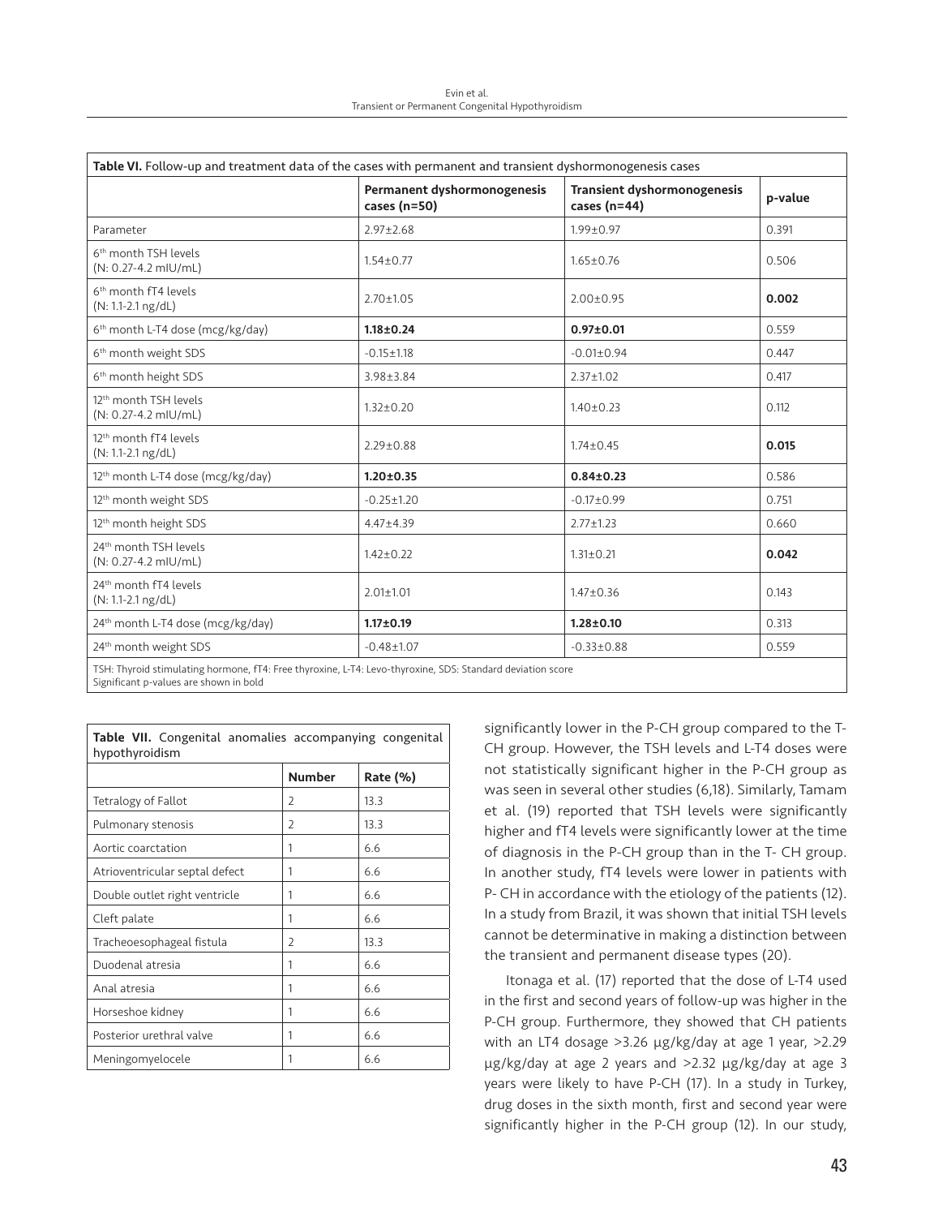**Table VI.** Follow-up and treatment data of the cases with permanent and transient dyshormonogenesis cases

| | Permanent dyshormonogenesis cases (n=50) | Transient dyshormonogenesis cases (n=44) | p-value |
|---|---|---|---|
| Parameter | 2.97±2.68 | 1.99±0.97 | 0.391 |
| 6th month TSH levels (N: 0.27-4.2 mIU/mL) | 1.54±0.77 | 1.65±0.76 | 0.506 |
| 6th month fT4 levels (N: 1.1-2.1 ng/dL) | 2.70±1.05 | 2.00±0.95 | **0.002** |
| 6th month L-T4 dose (mcg/kg/day) | **1.18±0.24** | **0.97±0.01** | 0.559 |
| 6th month weight SDS | -0.15±1.18 | -0.01±0.94 | 0.447 |
| 6th month height SDS | 3.98±3.84 | 2.37±1.02 | 0.417 |
| 12th month TSH levels (N: 0.27-4.2 mIU/mL) | 1.32±0.20 | 1.40±0.23 | 0.112 |
| 12th month fT4 levels (N: 1.1-2.1 ng/dL) | 2.29±0.88 | 1.74±0.45 | **0.015** |
| 12th month L-T4 dose (mcg/kg/day) | **1.20±0.35** | **0.84±0.23** | 0.586 |
| 12th month weight SDS | -0.25±1.20 | -0.17±0.99 | 0.751 |
| 12th month height SDS | 4.47±4.39 | 2.77±1.23 | 0.660 |
| 24th month TSH levels (N: 0.27-4.2 mIU/mL) | 1.42±0.22 | 1.31±0.21 | **0.042** |
| 24th month fT4 levels (N: 1.1-2.1 ng/dL) | 2.01±1.01 | 1.47±0.36 | 0.143 |
| 24th month L-T4 dose (mcg/kg/day) | **1.17±0.19** | **1.28±0.10** | 0.313 |
| 24th month weight SDS | -0.48±1.07 | -0.33±0.88 | 0.559 |

TSH: Thyroid stimulating hormone, fT4: Free thyroxine, L-T4: Levo-thyroxine, SDS: Standard deviation score
Significant p-values are shown in bold

**Table VII.** Congenital anomalies accompanying congenital hypothyroidism

| | Number | Rate (%) |
|---|---|---|
| Tetralogy of Fallot | 2 | 13.3 |
| Pulmonary stenosis | 2 | 13.3 |
| Aortic coarctation | 1 | 6.6 |
| Atrioventricular septal defect | 1 | 6.6 |
| Double outlet right ventricle | 1 | 6.6 |
| Cleft palate | 1 | 6.6 |
| Tracheoesophageal fistula | 2 | 13.3 |
| Duodenal atresia | 1 | 6.6 |
| Anal atresia | 1 | 6.6 |
| Horseshoe kidney | 1 | 6.6 |
| Posterior urethral valve | 1 | 6.6 |
| Meningomyelocele | 1 | 6.6 |

significantly lower in the P-CH group compared to the T-CH group. However, the TSH levels and L-T4 doses were not statistically significant higher in the P-CH group as was seen in several other studies (6,18). Similarly, Tamam et al. (19) reported that TSH levels were significantly higher and fT4 levels were significantly lower at the time of diagnosis in the P-CH group than in the T- CH group. In another study, fT4 levels were lower in patients with P- CH in accordance with the etiology of the patients (12). In a study from Brazil, it was shown that initial TSH levels cannot be determinative in making a distinction between the transient and permanent disease types (20).

Itonaga et al. (17) reported that the dose of L-T4 used in the first and second years of follow-up was higher in the P-CH group. Furthermore, they showed that CH patients with an LT4 dosage >3.26 µg/kg/day at age 1 year, >2.29 µg/kg/day at age 2 years and >2.32 µg/kg/day at age 3 years were likely to have P-CH (17). In a study in Turkey, drug doses in the sixth month, first and second year were significantly higher in the P-CH group (12). In our study,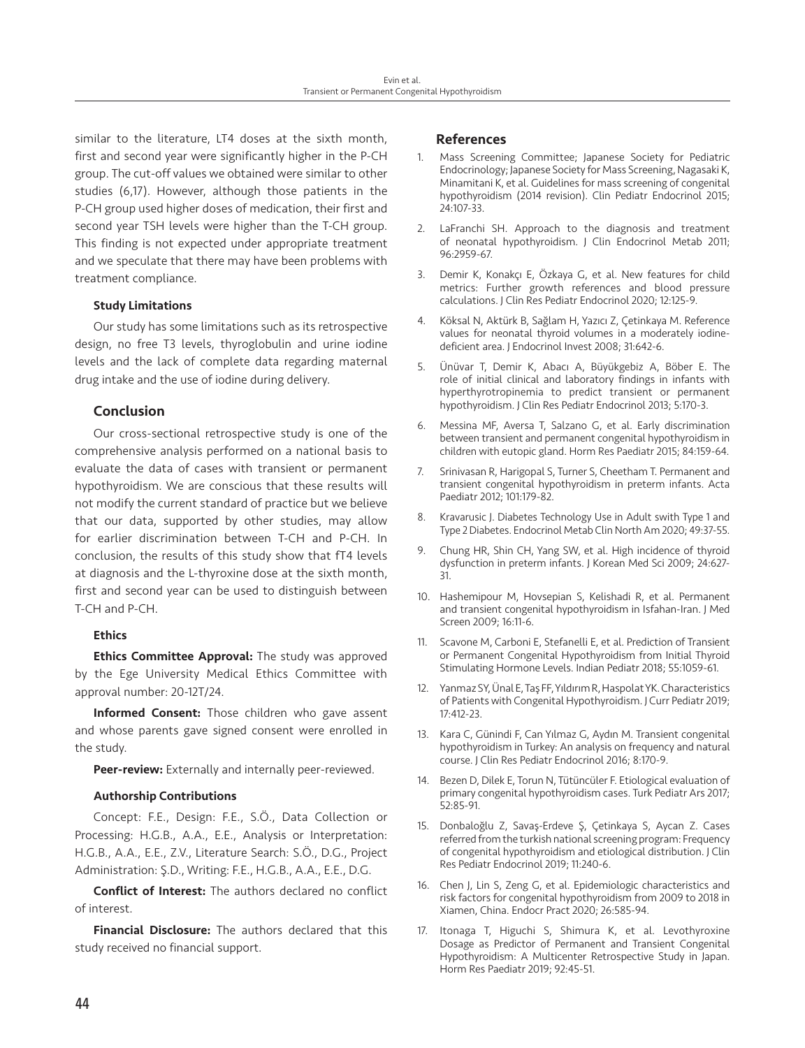similar to the literature, LT4 doses at the sixth month, first and second year were significantly higher in the P-CH group. The cut-off values we obtained were similar to other studies (6,17). However, although those patients in the P-CH group used higher doses of medication, their first and second year TSH levels were higher than the T-CH group. This finding is not expected under appropriate treatment and we speculate that there may have been problems with treatment compliance.

#### Study Limitations

Our study has some limitations such as its retrospective design, no free T3 levels, thyroglobulin and urine iodine levels and the lack of complete data regarding maternal drug intake and the use of iodine during delivery.

## Conclusion

Our cross-sectional retrospective study is one of the comprehensive analysis performed on a national basis to evaluate the data of cases with transient or permanent hypothyroidism. We are conscious that these results will not modify the current standard of practice but we believe that our data, supported by other studies, may allow for earlier discrimination between T-CH and P-CH. In conclusion, the results of this study show that fT4 levels at diagnosis and the L-thyroxine dose at the sixth month, first and second year can be used to distinguish between T-CH and P-CH.

#### Ethics

**Ethics Committee Approval:** The study was approved by the Ege University Medical Ethics Committee with approval number: 20-12T/24.

**Informed Consent:** Those children who gave assent and whose parents gave signed consent were enrolled in the study.

**Peer-review:** Externally and internally peer-reviewed.

#### Authorship Contributions

Concept: F.E., Design: F.E., S.Ö., Data Collection or Processing: H.G.B., A.A., E.E., Analysis or Interpretation: H.G.B., A.A., E.E., Z.V., Literature Search: S.Ö., D.G., Project Administration: Ş.D., Writing: F.E., H.G.B., A.A., E.E., D.G.

**Conflict of Interest:** The authors declared no conflict of interest.

**Financial Disclosure:** The authors declared that this study received no financial support.

## References

1. Mass Screening Committee; Japanese Society for Pediatric Endocrinology; Japanese Society for Mass Screening, Nagasaki K, Minamitani K, et al. Guidelines for mass screening of congenital hypothyroidism (2014 revision). Clin Pediatr Endocrinol 2015; 24:107-33.
2. LaFranchi SH. Approach to the diagnosis and treatment of neonatal hypothyroidism. J Clin Endocrinol Metab 2011; 96:2959-67.
3. Demir K, Konakçı E, Özkaya G, et al. New features for child metrics: Further growth references and blood pressure calculations. J Clin Res Pediatr Endocrinol 2020; 12:125-9.
4. Köksal N, Aktürk B, Sağlam H, Yazıcı Z, Çetinkaya M. Reference values for neonatal thyroid volumes in a moderately iodine-deficient area. J Endocrinol Invest 2008; 31:642-6.
5. Ünüvar T, Demir K, Abacı A, Büyükgebiz A, Böber E. The role of initial clinical and laboratory findings in infants with hyperthyrotropinemia to predict transient or permanent hypothyroidism. J Clin Res Pediatr Endocrinol 2013; 5:170-3.
6. Messina MF, Aversa T, Salzano G, et al. Early discrimination between transient and permanent congenital hypothyroidism in children with eutopic gland. Horm Res Paediatr 2015; 84:159-64.
7. Srinivasan R, Harigopal S, Turner S, Cheetham T. Permanent and transient congenital hypothyroidism in preterm infants. Acta Paediatr 2012; 101:179-82.
8. Kravarusic J. Diabetes Technology Use in Adult swith Type 1 and Type 2 Diabetes. Endocrinol Metab Clin North Am 2020; 49:37-55.
9. Chung HR, Shin CH, Yang SW, et al. High incidence of thyroid dysfunction in preterm infants. J Korean Med Sci 2009; 24:627-31.
10. Hashemipour M, Hovsepian S, Kelishadi R, et al. Permanent and transient congenital hypothyroidism in Isfahan-Iran. J Med Screen 2009; 16:11-6.
11. Scavone M, Carboni E, Stefanelli E, et al. Prediction of Transient or Permanent Congenital Hypothyroidism from Initial Thyroid Stimulating Hormone Levels. Indian Pediatr 2018; 55:1059-61.
12. Yanmaz SY, Ünal E, Taş FF, Yıldırım R, Haspolat YK. Characteristics of Patients with Congenital Hypothyroidism. J Curr Pediatr 2019; 17:412-23.
13. Kara C, Günindi F, Can Yılmaz G, Aydın M. Transient congenital hypothyroidism in Turkey: An analysis on frequency and natural course. J Clin Res Pediatr Endocrinol 2016; 8:170-9.
14. Bezen D, Dilek E, Torun N, Tütüncüler F. Etiological evaluation of primary congenital hypothyroidism cases. Turk Pediatr Ars 2017; 52:85-91.
15. Donbaloğlu Z, Savaş-Erdeve Ş, Çetinkaya S, Aycan Z. Cases referred from the turkish national screening program: Frequency of congenital hypothyroidism and etiological distribution. J Clin Res Pediatr Endocrinol 2019; 11:240-6.
16. Chen J, Lin S, Zeng G, et al. Epidemiologic characteristics and risk factors for congenital hypothyroidism from 2009 to 2018 in Xiamen, China. Endocr Pract 2020; 26:585-94.
17. Itonaga T, Higuchi S, Shimura K, et al. Levothyroxine Dosage as Predictor of Permanent and Transient Congenital Hypothyroidism: A Multicenter Retrospective Study in Japan. Horm Res Paediatr 2019; 92:45-51.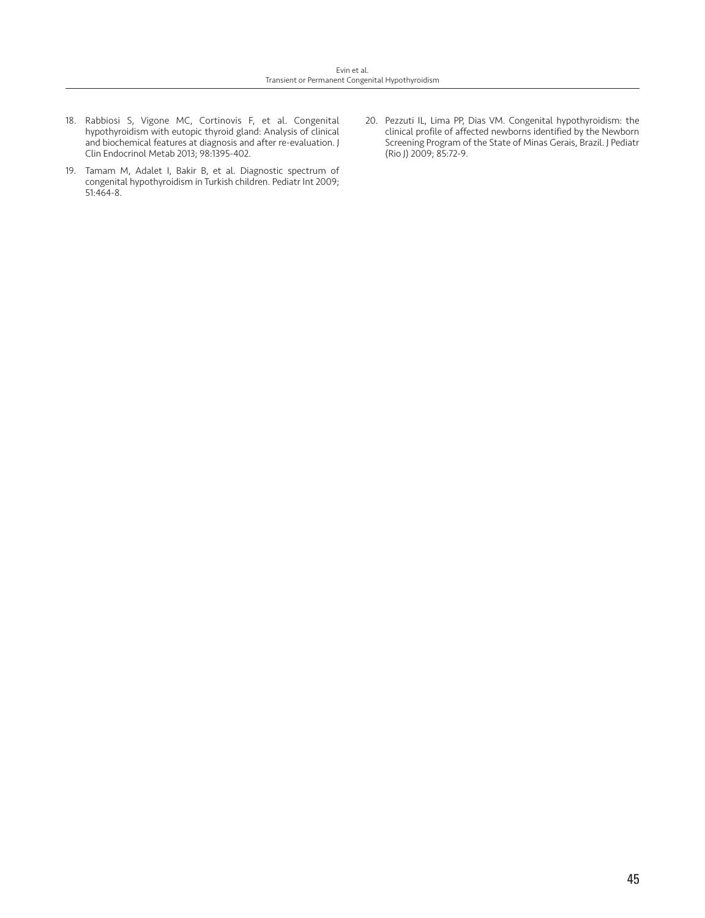18. Rabbiosi S, Vigone MC, Cortinovis F, et al. Congenital hypothyroidism with eutopic thyroid gland: Analysis of clinical and biochemical features at diagnosis and after re-evaluation. J Clin Endocrinol Metab 2013; 98:1395-402.
19. Tamam M, Adalet I, Bakir B, et al. Diagnostic spectrum of congenital hypothyroidism in Turkish children. Pediatr Int 2009; 51:464-8.
20. Pezzuti IL, Lima PP, Dias VM. Congenital hypothyroidism: the clinical profile of affected newborns identified by the Newborn Screening Program of the State of Minas Gerais, Brazil. J Pediatr (Rio J) 2009; 85:72-9.